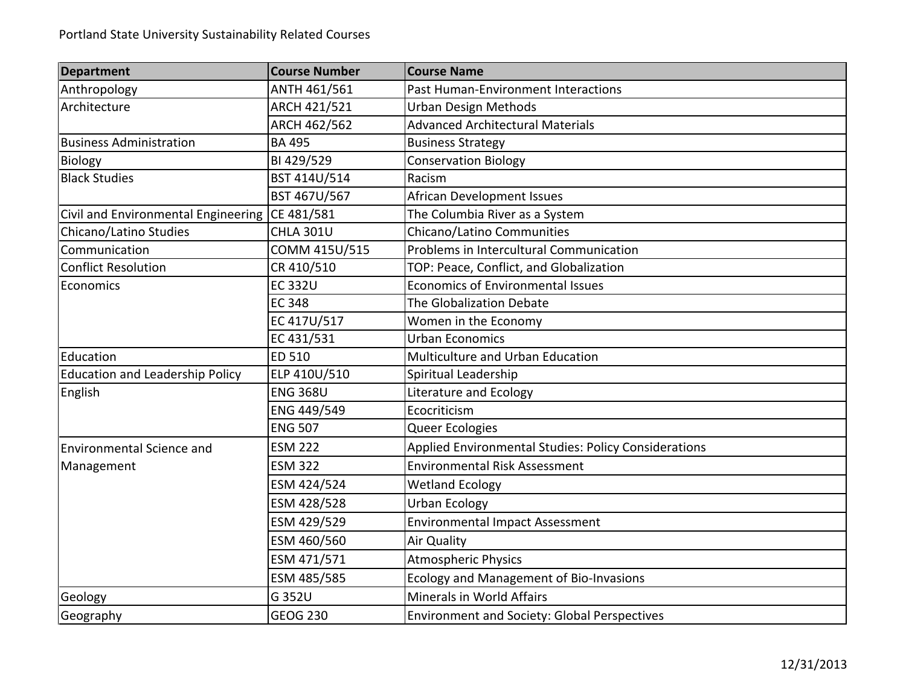Portland State University Sustainability Related Courses

| Department | Course Number | Course Name |
|---|---|---|
| Anthropology | ANTH 461/561 | Past Human-Environment Interactions |
| Architecture | ARCH 421/521 | Urban Design Methods |
| | ARCH 462/562 | Advanced Architectural Materials |
| Business Administration | BA 495 | Business Strategy |
| Biology | BI 429/529 | Conservation Biology |
| Black Studies | BST 414U/514 | Racism |
| | BST 467U/567 | African Development Issues |
| Civil and Environmental Engineering | CE 481/581 | The Columbia River as a System |
| Chicano/Latino Studies | CHLA 301U | Chicano/Latino Communities |
| Communication | COMM 415U/515 | Problems in Intercultural Communication |
| Conflict Resolution | CR 410/510 | TOP: Peace, Conflict, and Globalization |
| Economics | EC 332U | Economics of Environmental Issues |
| | EC 348 | The Globalization Debate |
| | EC 417U/517 | Women in the Economy |
| | EC 431/531 | Urban Economics |
| Education | ED 510 | Multiculture and Urban Education |
| Education and Leadership Policy | ELP 410U/510 | Spiritual Leadership |
| English | ENG 368U | Literature and Ecology |
| | ENG 449/549 | Ecocriticism |
| | ENG 507 | Queer Ecologies |
| Environmental Science and Management | ESM 222 | Applied Environmental Studies: Policy Considerations |
| | ESM 322 | Environmental Risk Assessment |
| | ESM 424/524 | Wetland Ecology |
| | ESM 428/528 | Urban Ecology |
| | ESM 429/529 | Environmental Impact Assessment |
| | ESM 460/560 | Air Quality |
| | ESM 471/571 | Atmospheric Physics |
| | ESM 485/585 | Ecology and Management of Bio-Invasions |
| Geology | G 352U | Minerals in World Affairs |
| Geography | GEOG 230 | Environment and Society: Global Perspectives |

12/31/2013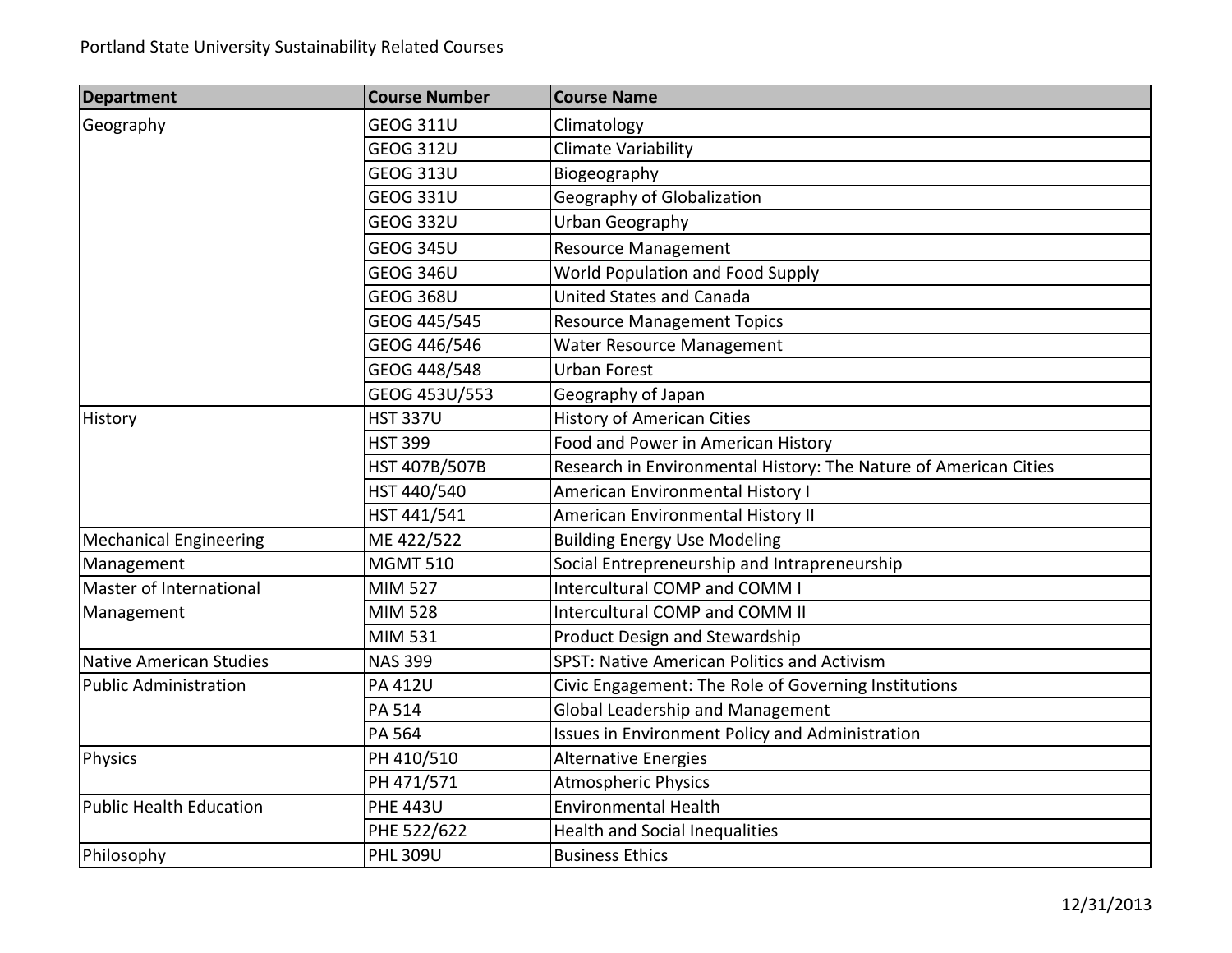Portland State University Sustainability Related Courses

| Department | Course Number | Course Name |
| --- | --- | --- |
| Geography | GEOG 311U | Climatology |
| | GEOG 312U | Climate Variability |
| | GEOG 313U | Biogeography |
| | GEOG 331U | Geography of Globalization |
| | GEOG 332U | Urban Geography |
| | GEOG 345U | Resource Management |
| | GEOG 346U | World Population and Food Supply |
| | GEOG 368U | United States and Canada |
| | GEOG 445/545 | Resource Management Topics |
| | GEOG 446/546 | Water Resource Management |
| | GEOG 448/548 | Urban Forest |
| | GEOG 453U/553 | Geography of Japan |
| History | HST 337U | History of American Cities |
| | HST 399 | Food and Power in American History |
| | HST 407B/507B | Research in Environmental History: The Nature of American Cities |
| | HST 440/540 | American Environmental History I |
| | HST 441/541 | American Environmental History II |
| Mechanical Engineering | ME 422/522 | Building Energy Use Modeling |
| Management | MGMT 510 | Social Entrepreneurship and Intrapreneurship |
| Master of International Management | MIM 527 | Intercultural COMP and COMM I |
| | MIM 528 | Intercultural COMP and COMM II |
| | MIM 531 | Product Design and Stewardship |
| Native American Studies | NAS 399 | SPST: Native American Politics and Activism |
| Public Administration | PA 412U | Civic Engagement: The Role of Governing Institutions |
| | PA 514 | Global Leadership and Management |
| | PA 564 | Issues in Environment Policy and Administration |
| Physics | PH 410/510 | Alternative Energies |
| | PH 471/571 | Atmospheric Physics |
| Public Health Education | PHE 443U | Environmental Health |
| | PHE 522/622 | Health and Social Inequalities |
| Philosophy | PHL 309U | Business Ethics |

12/31/2013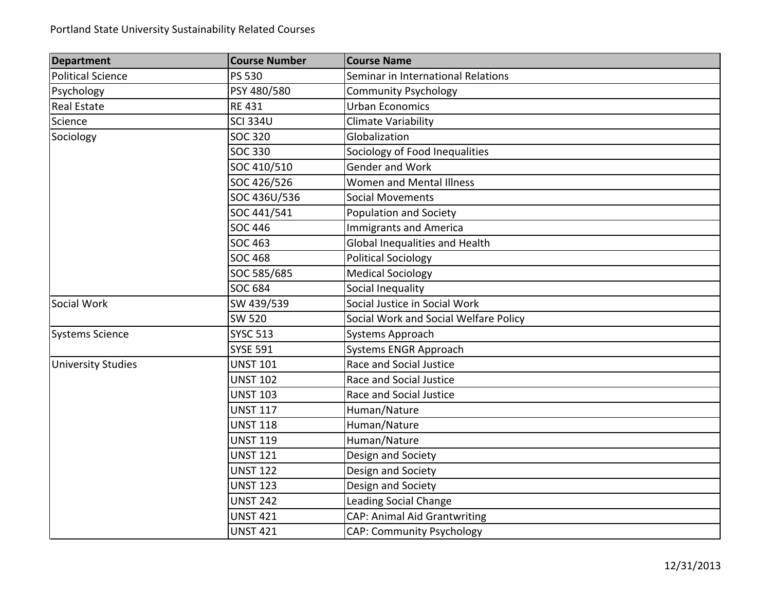Portland State University Sustainability Related Courses

| Department | Course Number | Course Name |
|---|---|---|
| Political Science | PS 530 | Seminar in International Relations |
| Psychology | PSY 480/580 | Community Psychology |
| Real Estate | RE 431 | Urban Economics |
| Science | SCI 334U | Climate Variability |
| Sociology | SOC 320 | Globalization |
| | SOC 330 | Sociology of Food Inequalities |
| | SOC 410/510 | Gender and Work |
| | SOC 426/526 | Women and Mental Illness |
| | SOC 436U/536 | Social Movements |
| | SOC 441/541 | Population and Society |
| | SOC 446 | Immigrants and America |
| | SOC 463 | Global Inequalities and Health |
| | SOC 468 | Political Sociology |
| | SOC 585/685 | Medical Sociology |
| | SOC 684 | Social Inequality |
| Social Work | SW 439/539 | Social Justice in Social Work |
| | SW 520 | Social Work and Social Welfare Policy |
| Systems Science | SYSC 513 | Systems Approach |
| | SYSE 591 | Systems ENGR Approach |
| University Studies | UNST 101 | Race and Social Justice |
| | UNST 102 | Race and Social Justice |
| | UNST 103 | Race and Social Justice |
| | UNST 117 | Human/Nature |
| | UNST 118 | Human/Nature |
| | UNST 119 | Human/Nature |
| | UNST 121 | Design and Society |
| | UNST 122 | Design and Society |
| | UNST 123 | Design and Society |
| | UNST 242 | Leading Social Change |
| | UNST 421 | CAP: Animal Aid Grantwriting |
| | UNST 421 | CAP: Community Psychology |

12/31/2013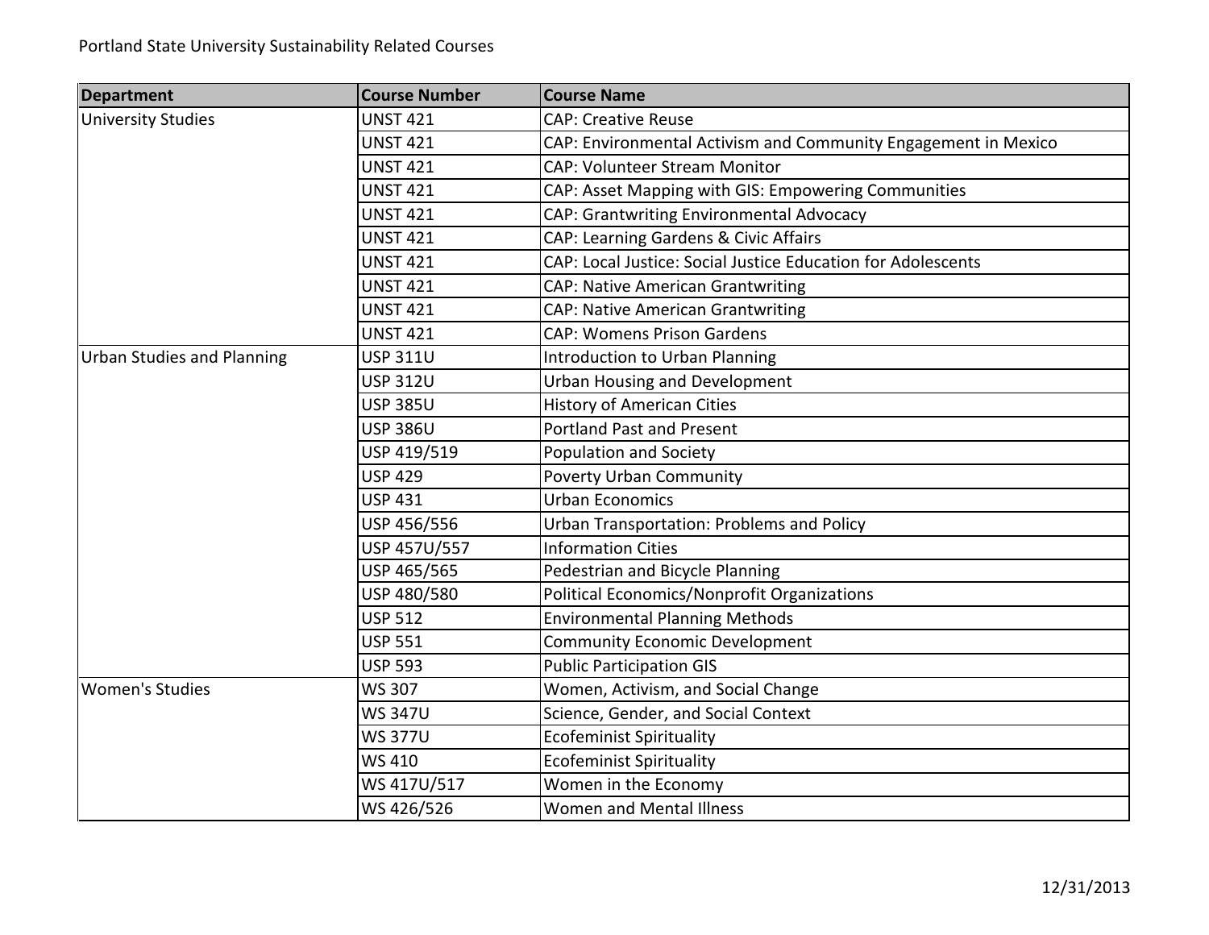| Department | Course Number | Course Name |
|---|---|---|
| University Studies | UNST 421 | CAP: Creative Reuse |
| | UNST 421 | CAP: Environmental Activism and Community Engagement in Mexico |
| | UNST 421 | CAP: Volunteer Stream Monitor |
| | UNST 421 | CAP: Asset Mapping with GIS: Empowering Communities |
| | UNST 421 | CAP: Grantwriting Environmental Advocacy |
| | UNST 421 | CAP: Learning Gardens & Civic Affairs |
| | UNST 421 | CAP: Local Justice: Social Justice Education for Adolescents |
| | UNST 421 | CAP: Native American Grantwriting |
| | UNST 421 | CAP: Native American Grantwriting |
| | UNST 421 | CAP: Womens Prison Gardens |
| Urban Studies and Planning | USP 311U | Introduction to Urban Planning |
| | USP 312U | Urban Housing and Development |
| | USP 385U | History of American Cities |
| | USP 386U | Portland Past and Present |
| | USP 419/519 | Population and Society |
| | USP 429 | Poverty Urban Community |
| | USP 431 | Urban Economics |
| | USP 456/556 | Urban Transportation: Problems and Policy |
| | USP 457U/557 | Information Cities |
| | USP 465/565 | Pedestrian and Bicycle Planning |
| | USP 480/580 | Political Economics/Nonprofit Organizations |
| | USP 512 | Environmental Planning Methods |
| | USP 551 | Community Economic Development |
| | USP 593 | Public Participation GIS |
| Women's Studies | WS 307 | Women, Activism, and Social Change |
| | WS 347U | Science, Gender, and Social Context |
| | WS 377U | Ecofeminist Spirituality |
| | WS 410 | Ecofeminist Spirituality |
| | WS 417U/517 | Women in the Economy |
| | WS 426/526 | Women and Mental Illness |